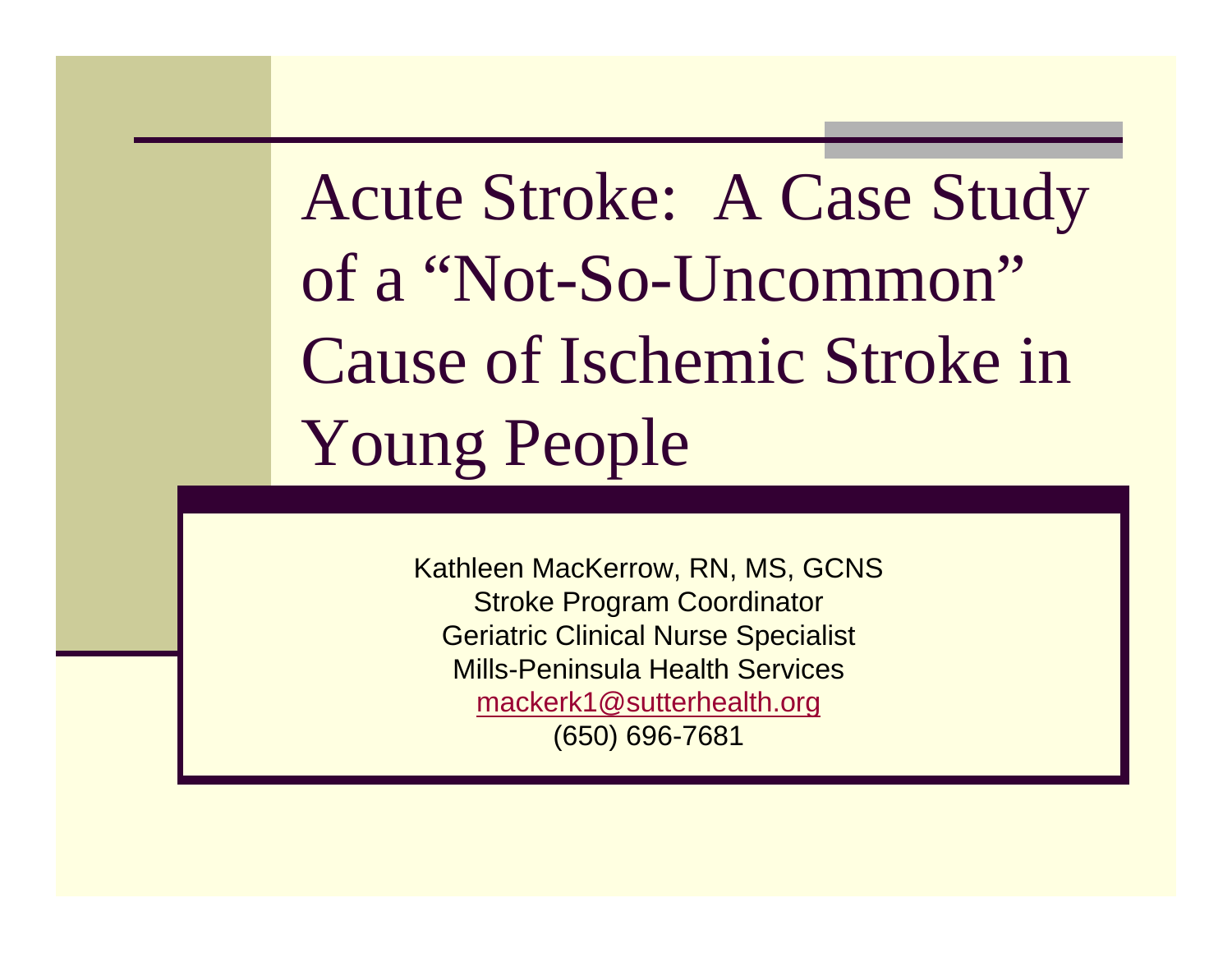# Acute Stroke: A Case Study of a "Not-So-Uncommon" Cause of Ischemic Stroke in Young People

Kathleen MacKerrow, RN, MS, GCNS
Stroke Program Coordinator
Geriatric Clinical Nurse Specialist
Mills-Peninsula Health Services
mackerk1@sutterhealth.org
(650) 696-7681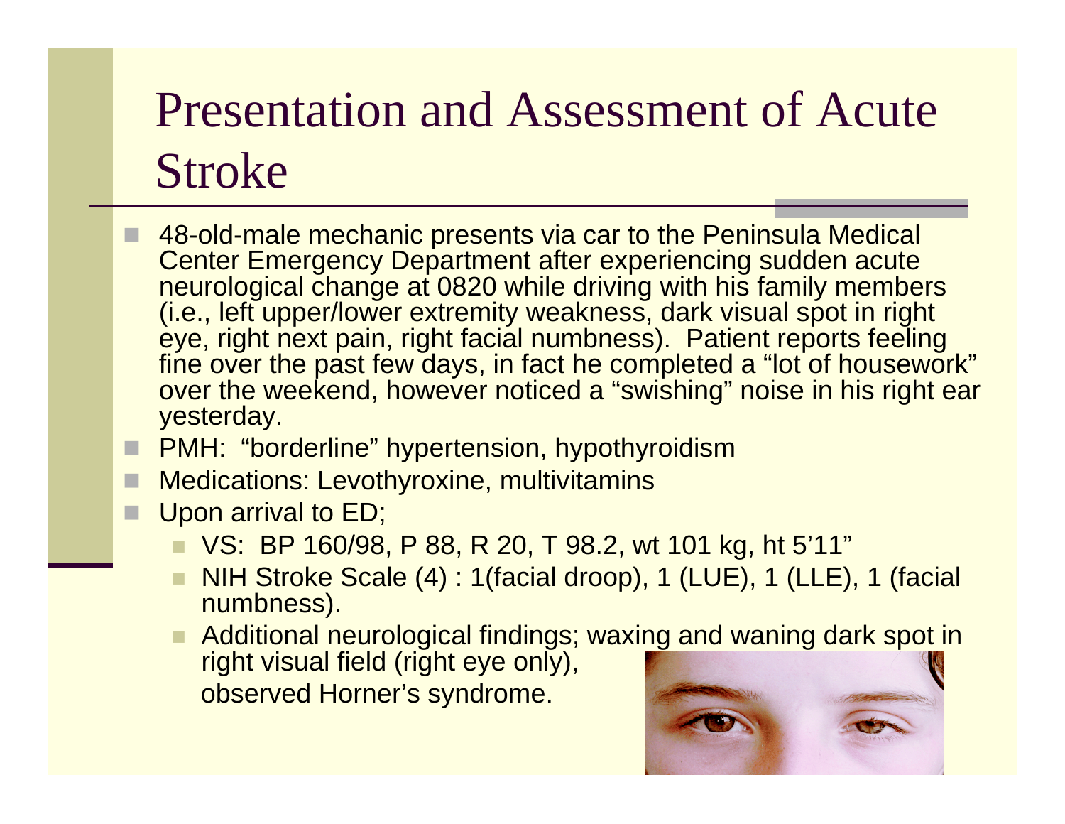# Presentation and Assessment of Acute Stroke

- 48-old-male mechanic presents via car to the Peninsula Medical Center Emergency Department after experiencing sudden acute neurological change at 0820 while driving with his family members (i.e., left upper/lower extremity weakness, dark visual spot in right eye, right next pain, right facial numbness). Patient reports feeling fine over the past few days, in fact he completed a "lot of housework" over the weekend, however noticed a "swishing" noise in his right ear yesterday.
- PMH: "borderline" hypertension, hypothyroidism
- Medications: Levothyroxine, multivitamins
- Upon arrival to ED;
  - VS: BP 160/98, P 88, R 20, T 98.2, wt 101 kg, ht 5'11"
  - NIH Stroke Scale (4) : 1(facial droop), 1 (LUE), 1 (LLE), 1 (facial numbness).
  - Additional neurological findings; waxing and waning dark spot in right visual field (right eye only), observed Horner's syndrome.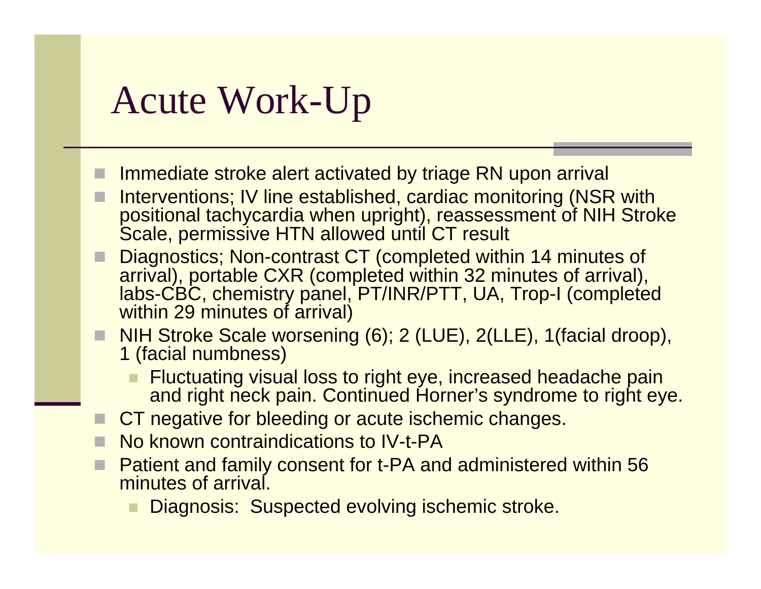# Acute Work-Up

- Immediate stroke alert activated by triage RN upon arrival
- Interventions; IV line established, cardiac monitoring (NSR with positional tachycardia when upright), reassessment of NIH Stroke Scale, permissive HTN allowed until CT result
- Diagnostics; Non-contrast CT (completed within 14 minutes of arrival), portable CXR (completed within 32 minutes of arrival), labs-CBC, chemistry panel, PT/INR/PTT, UA, Trop-I (completed within 29 minutes of arrival)
- NIH Stroke Scale worsening (6); 2 (LUE), 2(LLE), 1(facial droop), 1 (facial numbness)
  - Fluctuating visual loss to right eye, increased headache pain and right neck pain. Continued Horner's syndrome to right eye.
- CT negative for bleeding or acute ischemic changes.
- No known contraindications to IV-t-PA
- Patient and family consent for t-PA and administered within 56 minutes of arrival.
  - Diagnosis: Suspected evolving ischemic stroke.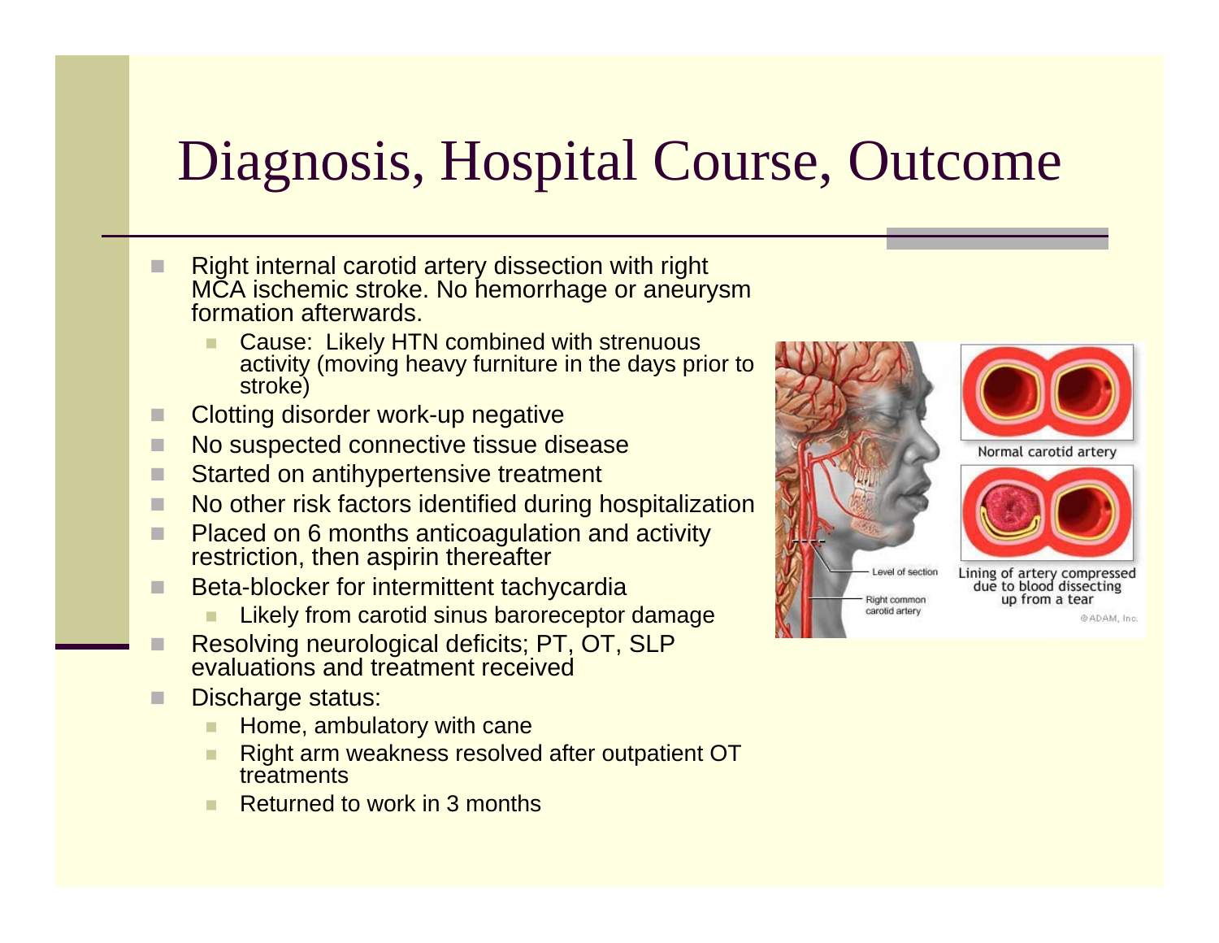# Diagnosis, Hospital Course, Outcome

- Right internal carotid artery dissection with right MCA ischemic stroke. No hemorrhage or aneurysm formation afterwards.
  - Cause: Likely HTN combined with strenuous activity (moving heavy furniture in the days prior to stroke)
- Clotting disorder work-up negative
- No suspected connective tissue disease
- Started on antihypertensive treatment
- No other risk factors identified during hospitalization
- Placed on 6 months anticoagulation and activity restriction, then aspirin thereafter
- Beta-blocker for intermittent tachycardia
  - Likely from carotid sinus baroreceptor damage
- Resolving neurological deficits; PT, OT, SLP evaluations and treatment received
- Discharge status:
  - Home, ambulatory with cane
  - Right arm weakness resolved after outpatient OT treatments
  - Returned to work in 3 months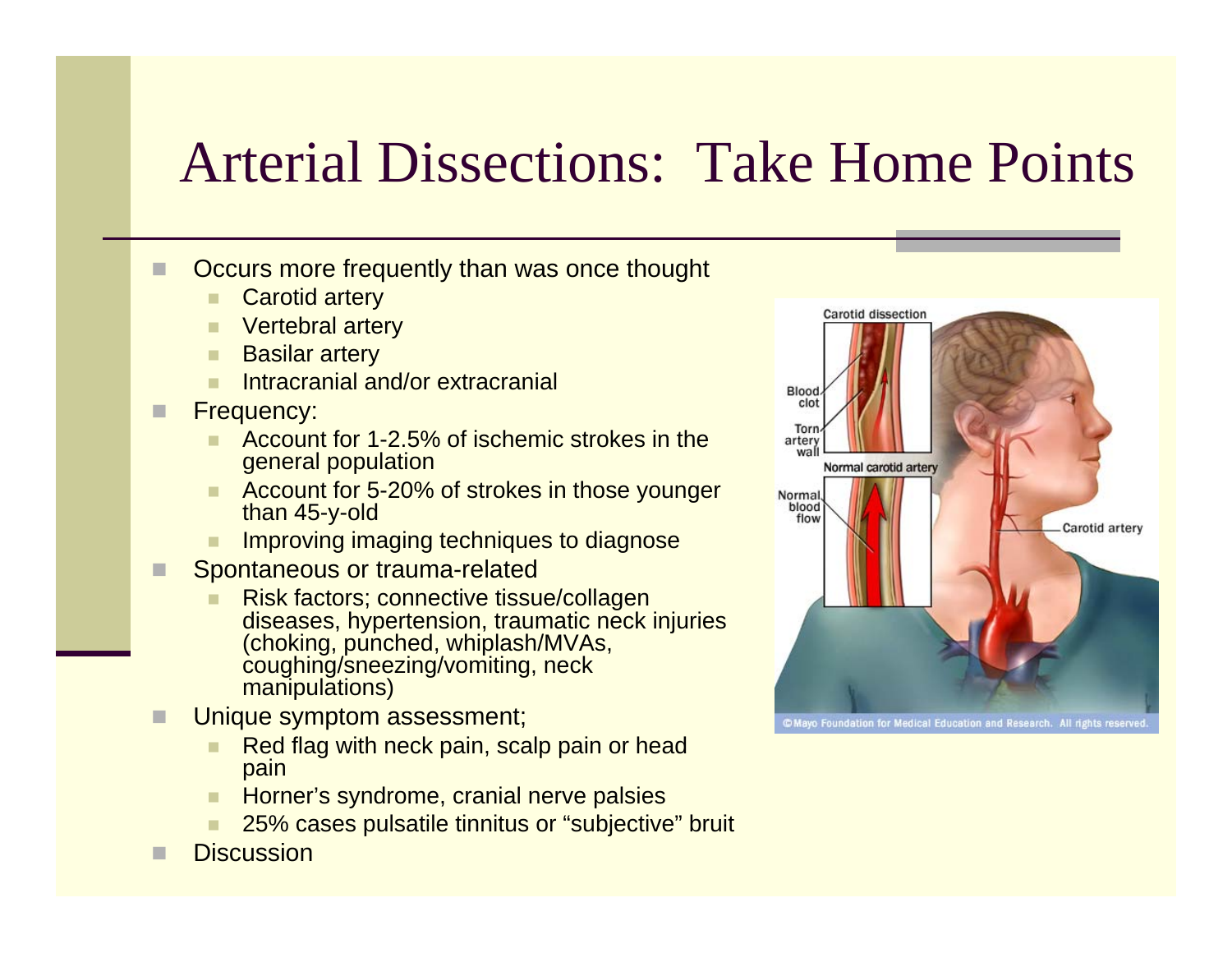# Arterial Dissections: Take Home Points

- Occurs more frequently than was once thought
  - Carotid artery
  - Vertebral artery
  - Basilar artery
  - Intracranial and/or extracranial
- Frequency:
  - Account for 1-2.5% of ischemic strokes in the general population
  - Account for 5-20% of strokes in those younger than 45-y-old
  - Improving imaging techniques to diagnose
- Spontaneous or trauma-related
  - Risk factors; connective tissue/collagen diseases, hypertension, traumatic neck injuries (choking, punched, whiplash/MVAs, coughing/sneezing/vomiting, neck manipulations)
- Unique symptom assessment;
  - Red flag with neck pain, scalp pain or head pain
  - Horner's syndrome, cranial nerve palsies
  - 25% cases pulsatile tinnitus or "subjective" bruit
- Discussion

Carotid dissection

Blood clot

Torn artery wall

Normal carotid artery

Normal blood flow

Carotid artery

©Mayo Foundation for Medical Education and Research. All rights reserved.